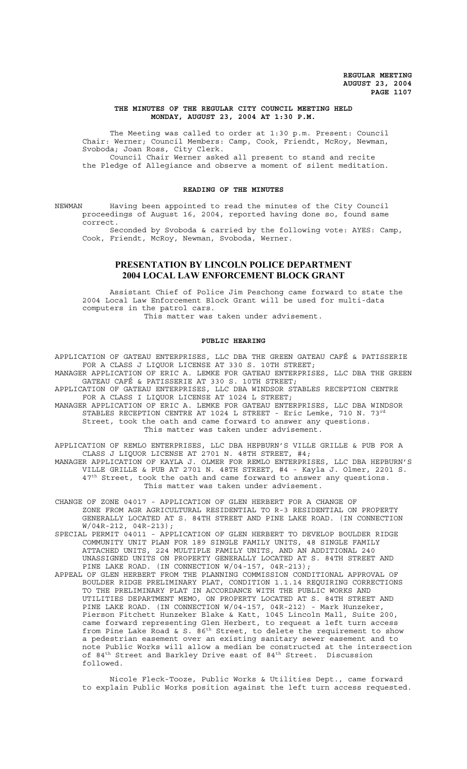**THE MINUTES OF THE REGULAR CITY COUNCIL MEETING HELD MONDAY, AUGUST 23, 2004 AT 1:30 P.M.**

The Meeting was called to order at 1:30 p.m. Present: Council Chair: Werner; Council Members: Camp, Cook, Friendt, McRoy, Newman, Svoboda; Joan Ross, City Clerk.

Council Chair Werner asked all present to stand and recite the Pledge of Allegiance and observe a moment of silent meditation.

## READING OF THE MINUTES

NEWMAN Having been appointed to read the minutes of the City Council proceedings of August 16, 2004, reported having done so, found same correct.

Seconded by Svoboda & carried by the following vote: AYES: Camp, Cook, Friendt, McRoy, Newman, Svoboda, Werner.

## PRESENTATION BY LINCOLN POLICE DEPARTMENT 2004 LOCAL LAW ENFORCEMENT BLOCK GRANT

Assistant Chief of Police Jim Peschong came forward to state the 2004 Local Law Enforcement Block Grant will be used for multi-data computers in the patrol cars.

This matter was taken under advisement.

## PUBLIC HEARING

APPLICATION OF GATEAU ENTERPRISES, LLC DBA THE GREEN GATEAU CAFÉ & PATISSERIE FOR A CLASS J LIQUOR LICENSE AT 330 S. 10TH STREET;

MANAGER APPLICATION OF ERIC A. LEMKE FOR GATEAU ENTERPRISES, LLC DBA THE GREEN GATEAU CAFÉ & PATISSERIE AT 330 S. 10TH STREET;

APPLICATION OF GATEAU ENTERPRISES, LLC DBA WINDSOR STABLES RECEPTION CENTRE FOR A CLASS I LIQUOR LICENSE AT 1024 L STREET;

MANAGER APPLICATION OF ERIC A. LEMKE FOR GATEAU ENTERPRISES, LLC DBA WINDSOR STABLES RECEPTION CENTRE AT 1024 L STREET - Eric Lemke, 710 N. 73rd Street, took the oath and came forward to answer any questions.

This matter was taken under advisement.

APPLICATION OF REMLO ENTERPRISES, LLC DBA HEPBURN'S VILLE GRILLE & PUB FOR A CLASS J LIQUOR LICENSE AT 2701 N. 48TH STREET, #4;

MANAGER APPLICATION OF KAYLA J. OLMER FOR REMLO ENTERPRISES, LLC DBA HEPBURN'S VILLE GRILLE & PUB AT 2701 N. 48TH STREET, #4 - Kayla J. Olmer, 2201 S. 47th Street, took the oath and came forward to answer any questions.

This matter was taken under advisement.

CHANGE OF ZONE 04017 - APPLICATION OF GLEN HERBERT FOR A CHANGE OF ZONE FROM AGR AGRICULTURAL RESIDENTIAL TO R-3 RESIDENTIAL ON PROPERTY GENERALLY LOCATED AT S. 84TH STREET AND PINE LAKE ROAD. (IN CONNECTION W/04R-212, 04R-213);

SPECIAL PERMIT 04011 - APPLICATION OF GLEN HERBERT TO DEVELOP BOULDER RIDGE COMMUNITY UNIT PLAN FOR 189 SINGLE FAMILY UNITS, 48 SINGLE FAMILY ATTACHED UNITS, 224 MULTIPLE FAMILY UNITS, AND AN ADDITIONAL 240 UNASSIGNED UNITS ON PROPERTY GENERALLY LOCATED AT S. 84TH STREET AND PINE LAKE ROAD. (IN CONNECTION W/04-157, 04R-213);

APPEAL OF GLEN HERBERT FROM THE PLANNING COMMISSION CONDITIONAL APPROVAL OF BOULDER RIDGE PRELIMINARY PLAT, CONDITION 1.1.14 REQUIRING CORRECTIONS TO THE PRELIMINARY PLAT IN ACCORDANCE WITH THE PUBLIC WORKS AND UTILITIES DEPARTMENT MEMO, ON PROPERTY LOCATED AT S. 84TH STREET AND PINE LAKE ROAD. (IN CONNECTION W/04-157, 04R-212) - Mark Hunzeker, Pierson Fitchett Hunzeker Blake & Katt, 1045 Lincoln Mall, Suite 200, came forward representing Glen Herbert, to request a left turn access from Pine Lake Road & S. 86th Street, to delete the requirement to show a pedestrian easement over an existing sanitary sewer easement and to note Public Works will allow a median be constructed at the intersection of 84th Street and Barkley Drive east of 84th Street. Discussion followed.

Nicole Fleck-Tooze, Public Works & Utilities Dept., came forward to explain Public Works position against the left turn access requested.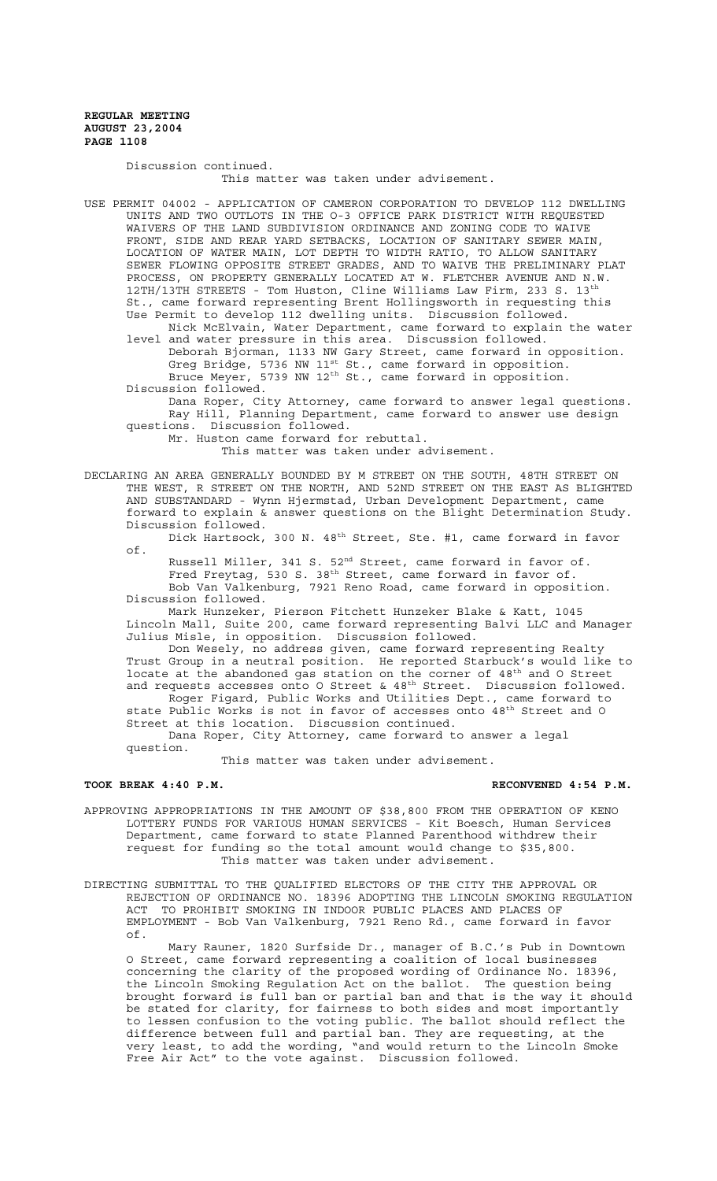Discussion continued.

This matter was taken under advisement.

USE PERMIT 04002 - APPLICATION OF CAMERON CORPORATION TO DEVELOP 112 DWELLING UNITS AND TWO OUTLOTS IN THE O-3 OFFICE PARK DISTRICT WITH REQUESTED WAIVERS OF THE LAND SUBDIVISION ORDINANCE AND ZONING CODE TO WAIVE FRONT, SIDE AND REAR YARD SETBACKS, LOCATION OF SANITARY SEWER MAIN, LOCATION OF WATER MAIN, LOT DEPTH TO WIDTH RATIO, TO ALLOW SANITARY SEWER FLOWING OPPOSITE STREET GRADES, AND TO WAIVE THE PRELIMINARY PLAT PROCESS, ON PROPERTY GENERALLY LOCATED AT W. FLETCHER AVENUE AND N.W. 12TH/13TH STREETS - Tom Huston, Cline Williams Law Firm, 233 S. 13th St., came forward representing Brent Hollingsworth in requesting this Use Permit to develop 112 dwelling units. Discussion followed.

Nick McElvain, Water Department, came forward to explain the water level and water pressure in this area. Discussion followed.

Deborah Bjorman, 1133 NW Gary Street, came forward in opposition.

Greg Bridge, 5736 NW 11st St., came forward in opposition.

Bruce Meyer, 5739 NW 12th St., came forward in opposition.

Discussion followed.

Dana Roper, City Attorney, came forward to answer legal questions.

Ray Hill, Planning Department, came forward to answer use design questions. Discussion followed.

Mr. Huston came forward for rebuttal.

This matter was taken under advisement.

DECLARING AN AREA GENERALLY BOUNDED BY M STREET ON THE SOUTH, 48TH STREET ON THE WEST, R STREET ON THE NORTH, AND 52ND STREET ON THE EAST AS BLIGHTED AND SUBSTANDARD - Wynn Hjermstad, Urban Development Department, came forward to explain & answer questions on the Blight Determination Study. Discussion followed.

Dick Hartsock, 300 N. 48th Street, Ste. #1, came forward in favor of.

Russell Miller, 341 S. 52nd Street, came forward in favor of.

Fred Freytag, 530 S. 38th Street, came forward in favor of.

Bob Van Valkenburg, 7921 Reno Road, came forward in opposition. Discussion followed.

Mark Hunzeker, Pierson Fitchett Hunzeker Blake & Katt, 1045 Lincoln Mall, Suite 200, came forward representing Balvi LLC and Manager Julius Misle, in opposition. Discussion followed.

Don Wesely, no address given, came forward representing Realty Trust Group in a neutral position. He reported Starbuck's would like to locate at the abandoned gas station on the corner of 48th and O Street and requests accesses onto O Street & 48th Street. Discussion followed.

Roger Figard, Public Works and Utilities Dept., came forward to state Public Works is not in favor of accesses onto 48th Street and O Street at this location. Discussion continued.

Dana Roper, City Attorney, came forward to answer a legal question.

This matter was taken under advisement.

**TOOK BREAK 4:40 P.M. RECONVENED 4:54 P.M.**

APPROVING APPROPRIATIONS IN THE AMOUNT OF $38,800 FROM THE OPERATION OF KENO LOTTERY FUNDS FOR VARIOUS HUMAN SERVICES - Kit Boesch, Human Services Department, came forward to state Planned Parenthood withdrew their request for funding so the total amount would change to $35,800.

This matter was taken under advisement.

DIRECTING SUBMITTAL TO THE QUALIFIED ELECTORS OF THE CITY THE APPROVAL OR REJECTION OF ORDINANCE NO. 18396 ADOPTING THE LINCOLN SMOKING REGULATION ACT TO PROHIBIT SMOKING IN INDOOR PUBLIC PLACES AND PLACES OF EMPLOYMENT - Bob Van Valkenburg, 7921 Reno Rd., came forward in favor of.

Mary Rauner, 1820 Surfside Dr., manager of B.C.'s Pub in Downtown O Street, came forward representing a coalition of local businesses concerning the clarity of the proposed wording of Ordinance No. 18396, the Lincoln Smoking Regulation Act on the ballot. The question being brought forward is full ban or partial ban and that is the way it should be stated for clarity, for fairness to both sides and most importantly to lessen confusion to the voting public. The ballot should reflect the difference between full and partial ban. They are requesting, at the very least, to add the wording, "and would return to the Lincoln Smoke Free Air Act" to the vote against. Discussion followed.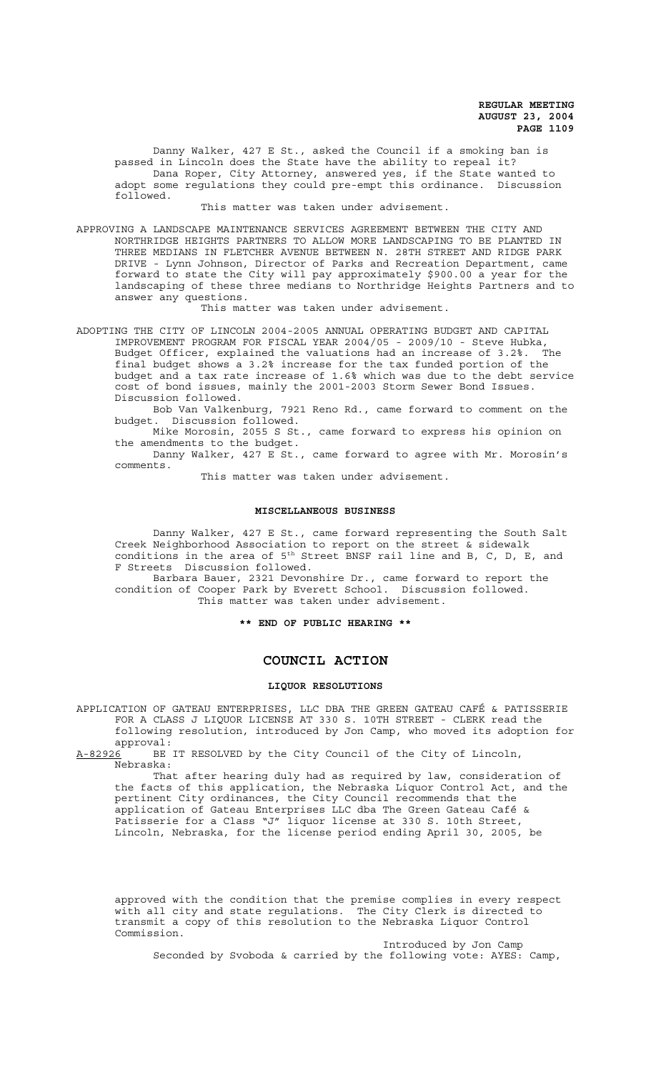Danny Walker, 427 E St., asked the Council if a smoking ban is passed in Lincoln does the State have the ability to repeal it?

Dana Roper, City Attorney, answered yes, if the State wanted to adopt some regulations they could pre-empt this ordinance. Discussion followed.

This matter was taken under advisement.

APPROVING A LANDSCAPE MAINTENANCE SERVICES AGREEMENT BETWEEN THE CITY AND NORTHRIDGE HEIGHTS PARTNERS TO ALLOW MORE LANDSCAPING TO BE PLANTED IN THREE MEDIANS IN FLETCHER AVENUE BETWEEN N. 28TH STREET AND RIDGE PARK DRIVE - Lynn Johnson, Director of Parks and Recreation Department, came forward to state the City will pay approximately $900.00 a year for the landscaping of these three medians to Northridge Heights Partners and to answer any questions.

This matter was taken under advisement.

ADOPTING THE CITY OF LINCOLN 2004-2005 ANNUAL OPERATING BUDGET AND CAPITAL IMPROVEMENT PROGRAM FOR FISCAL YEAR 2004/05 - 2009/10 - Steve Hubka, Budget Officer, explained the valuations had an increase of 3.2%. The final budget shows a 3.2% increase for the tax funded portion of the budget and a tax rate increase of 1.6% which was due to the debt service cost of bond issues, mainly the 2001-2003 Storm Sewer Bond Issues. Discussion followed.

Bob Van Valkenburg, 7921 Reno Rd., came forward to comment on the budget. Discussion followed.

Mike Morosin, 2055 S St., came forward to express his opinion on the amendments to the budget.

Danny Walker, 427 E St., came forward to agree with Mr. Morosin's comments.

This matter was taken under advisement.

## MISCELLANEOUS BUSINESS

Danny Walker, 427 E St., came forward representing the South Salt Creek Neighborhood Association to report on the street & sidewalk conditions in the area of 5th Street BNSF rail line and B, C, D, E, and F Streets Discussion followed.

Barbara Bauer, 2321 Devonshire Dr., came forward to report the condition of Cooper Park by Everett School. Discussion followed.

This matter was taken under advisement.

**\*\* END OF PUBLIC HEARING \*\***

# COUNCIL ACTION

## LIQUOR RESOLUTIONS

APPLICATION OF GATEAU ENTERPRISES, LLC DBA THE GREEN GATEAU CAFÉ & PATISSERIE FOR A CLASS J LIQUOR LICENSE AT 330 S. 10TH STREET - CLERK read the following resolution, introduced by Jon Camp, who moved its adoption for approval:

A-82926 BE IT RESOLVED by the City Council of the City of Lincoln, Nebraska:

That after hearing duly had as required by law, consideration of the facts of this application, the Nebraska Liquor Control Act, and the pertinent City ordinances, the City Council recommends that the application of Gateau Enterprises LLC dba The Green Gateau Café & Patisserie for a Class "J" liquor license at 330 S. 10th Street, Lincoln, Nebraska, for the license period ending April 30, 2005, be approved with the condition that the premise complies in every respect with all city and state regulations. The City Clerk is directed to transmit a copy of this resolution to the Nebraska Liquor Control Commission.

Introduced by Jon Camp

Seconded by Svoboda & carried by the following vote: AYES: Camp,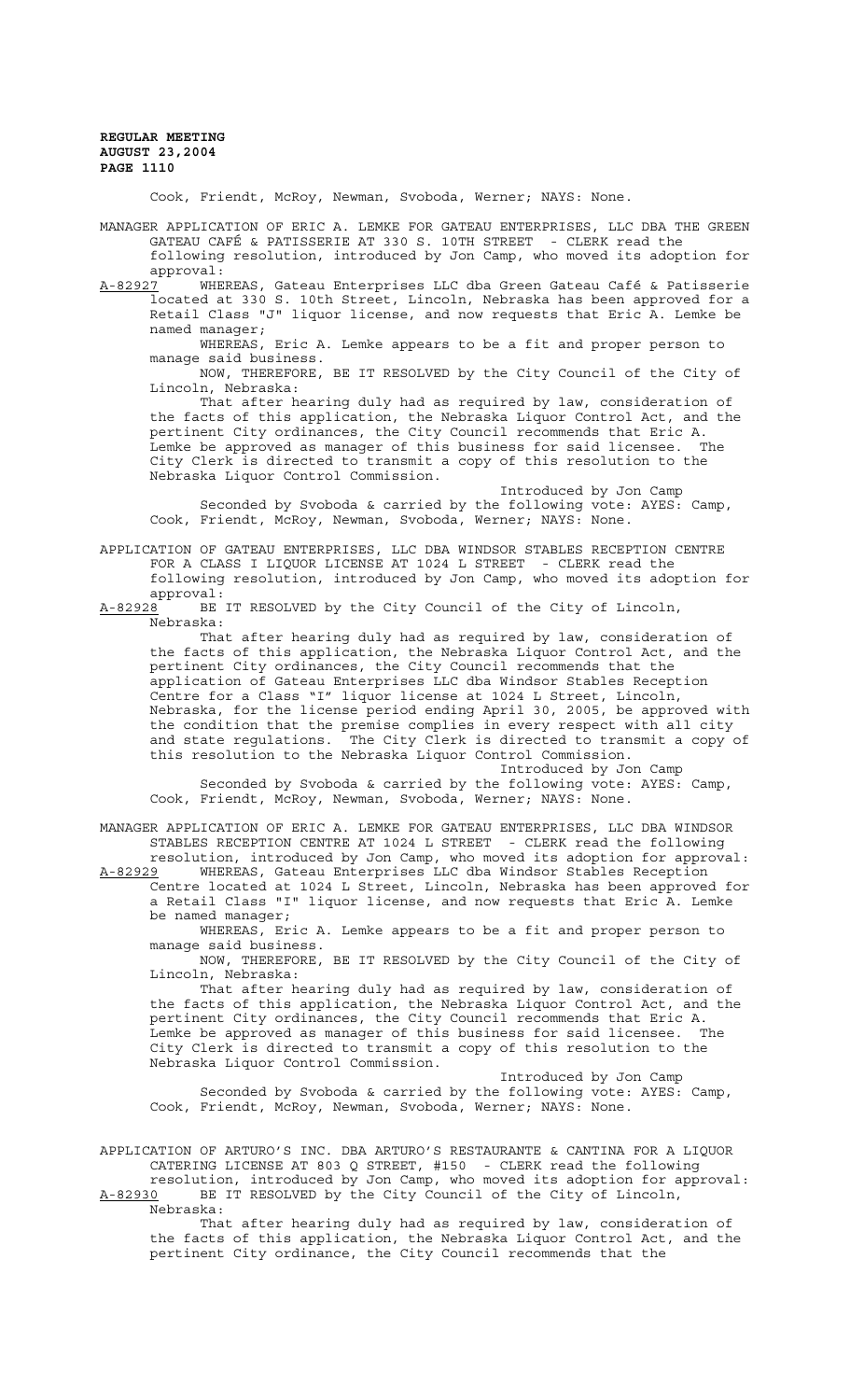Cook, Friendt, McRoy, Newman, Svoboda, Werner; NAYS: None.

MANAGER APPLICATION OF ERIC A. LEMKE FOR GATEAU ENTERPRISES, LLC DBA THE GREEN GATEAU CAFÉ & PATISSERIE AT 330 S. 10TH STREET - CLERK read the following resolution, introduced by Jon Camp, who moved its adoption for approval:

A-82927 WHEREAS, Gateau Enterprises LLC dba Green Gateau Café & Patisserie located at 330 S. 10th Street, Lincoln, Nebraska has been approved for a Retail Class "J" liquor license, and now requests that Eric A. Lemke be named manager;

WHEREAS, Eric A. Lemke appears to be a fit and proper person to manage said business.

NOW, THEREFORE, BE IT RESOLVED by the City Council of the City of Lincoln, Nebraska:

That after hearing duly had as required by law, consideration of the facts of this application, the Nebraska Liquor Control Act, and the pertinent City ordinances, the City Council recommends that Eric A. Lemke be approved as manager of this business for said licensee. The City Clerk is directed to transmit a copy of this resolution to the Nebraska Liquor Control Commission.

Introduced by Jon Camp

Seconded by Svoboda & carried by the following vote: AYES: Camp, Cook, Friendt, McRoy, Newman, Svoboda, Werner; NAYS: None.

APPLICATION OF GATEAU ENTERPRISES, LLC DBA WINDSOR STABLES RECEPTION CENTRE FOR A CLASS I LIQUOR LICENSE AT 1024 L STREET - CLERK read the following resolution, introduced by Jon Camp, who moved its adoption for approval:

A-82928 BE IT RESOLVED by the City Council of the City of Lincoln, Nebraska:

That after hearing duly had as required by law, consideration of the facts of this application, the Nebraska Liquor Control Act, and the pertinent City ordinances, the City Council recommends that the application of Gateau Enterprises LLC dba Windsor Stables Reception Centre for a Class "I" liquor license at 1024 L Street, Lincoln, Nebraska, for the license period ending April 30, 2005, be approved with the condition that the premise complies in every respect with all city and state regulations. The City Clerk is directed to transmit a copy of this resolution to the Nebraska Liquor Control Commission.

Introduced by Jon Camp

Seconded by Svoboda & carried by the following vote: AYES: Camp, Cook, Friendt, McRoy, Newman, Svoboda, Werner; NAYS: None.

MANAGER APPLICATION OF ERIC A. LEMKE FOR GATEAU ENTERPRISES, LLC DBA WINDSOR STABLES RECEPTION CENTRE AT 1024 L STREET - CLERK read the following resolution, introduced by Jon Camp, who moved its adoption for approval:

A-82929 WHEREAS, Gateau Enterprises LLC dba Windsor Stables Reception Centre located at 1024 L Street, Lincoln, Nebraska has been approved for a Retail Class "I" liquor license, and now requests that Eric A. Lemke be named manager;

WHEREAS, Eric A. Lemke appears to be a fit and proper person to manage said business.

NOW, THEREFORE, BE IT RESOLVED by the City Council of the City of Lincoln, Nebraska:

That after hearing duly had as required by law, consideration of the facts of this application, the Nebraska Liquor Control Act, and the pertinent City ordinances, the City Council recommends that Eric A. Lemke be approved as manager of this business for said licensee. The City Clerk is directed to transmit a copy of this resolution to the Nebraska Liquor Control Commission.

Introduced by Jon Camp

Seconded by Svoboda & carried by the following vote: AYES: Camp, Cook, Friendt, McRoy, Newman, Svoboda, Werner; NAYS: None.

APPLICATION OF ARTURO'S INC. DBA ARTURO'S RESTAURANTE & CANTINA FOR A LIQUOR CATERING LICENSE AT 803 Q STREET, #150 - CLERK read the following resolution, introduced by Jon Camp, who moved its adoption for approval:

A-82930 BE IT RESOLVED by the City Council of the City of Lincoln, Nebraska:

That after hearing duly had as required by law, consideration of the facts of this application, the Nebraska Liquor Control Act, and the pertinent City ordinance, the City Council recommends that the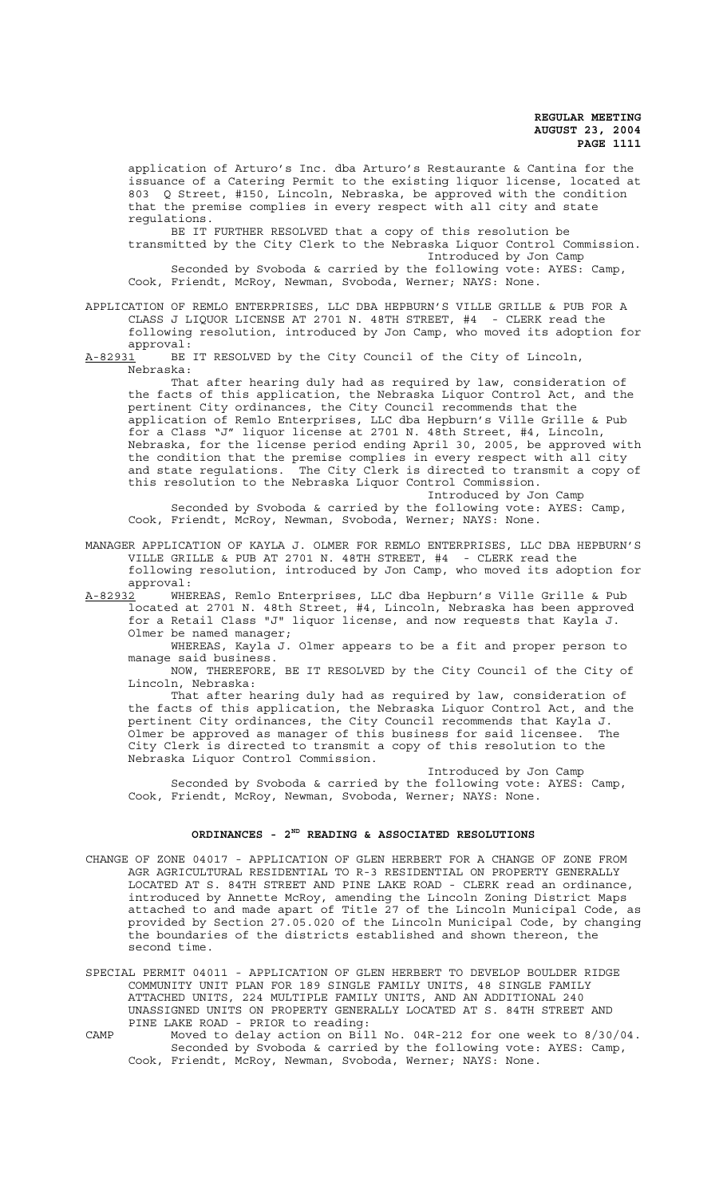application of Arturo's Inc. dba Arturo's Restaurante & Cantina for the issuance of a Catering Permit to the existing liquor license, located at 803 Q Street, #150, Lincoln, Nebraska, be approved with the condition that the premise complies in every respect with all city and state regulations.

BE IT FURTHER RESOLVED that a copy of this resolution be transmitted by the City Clerk to the Nebraska Liquor Control Commission.

Introduced by Jon Camp

Seconded by Svoboda & carried by the following vote: AYES: Camp, Cook, Friendt, McRoy, Newman, Svoboda, Werner; NAYS: None.

APPLICATION OF REMLO ENTERPRISES, LLC DBA HEPBURN'S VILLE GRILLE & PUB FOR A CLASS J LIQUOR LICENSE AT 2701 N. 48TH STREET, #4 - CLERK read the following resolution, introduced by Jon Camp, who moved its adoption for approval:

A-82931 BE IT RESOLVED by the City Council of the City of Lincoln, Nebraska:

That after hearing duly had as required by law, consideration of the facts of this application, the Nebraska Liquor Control Act, and the pertinent City ordinances, the City Council recommends that the application of Remlo Enterprises, LLC dba Hepburn's Ville Grille & Pub for a Class "J" liquor license at 2701 N. 48th Street, #4, Lincoln, Nebraska, for the license period ending April 30, 2005, be approved with the condition that the premise complies in every respect with all city and state regulations. The City Clerk is directed to transmit a copy of this resolution to the Nebraska Liquor Control Commission.

Introduced by Jon Camp

Seconded by Svoboda & carried by the following vote: AYES: Camp, Cook, Friendt, McRoy, Newman, Svoboda, Werner; NAYS: None.

MANAGER APPLICATION OF KAYLA J. OLMER FOR REMLO ENTERPRISES, LLC DBA HEPBURN'S VILLE GRILLE & PUB AT 2701 N. 48TH STREET, #4 - CLERK read the following resolution, introduced by Jon Camp, who moved its adoption for approval:

A-82932 WHEREAS, Remlo Enterprises, LLC dba Hepburn's Ville Grille & Pub located at 2701 N. 48th Street, #4, Lincoln, Nebraska has been approved for a Retail Class "J" liquor license, and now requests that Kayla J. Olmer be named manager;

WHEREAS, Kayla J. Olmer appears to be a fit and proper person to manage said business.

NOW, THEREFORE, BE IT RESOLVED by the City Council of the City of Lincoln, Nebraska:

That after hearing duly had as required by law, consideration of the facts of this application, the Nebraska Liquor Control Act, and the pertinent City ordinances, the City Council recommends that Kayla J. Olmer be approved as manager of this business for said licensee. The City Clerk is directed to transmit a copy of this resolution to the Nebraska Liquor Control Commission.

Introduced by Jon Camp

Seconded by Svoboda & carried by the following vote: AYES: Camp, Cook, Friendt, McRoy, Newman, Svoboda, Werner; NAYS: None.

## ORDINANCES - 2ND READING & ASSOCIATED RESOLUTIONS

CHANGE OF ZONE 04017 - APPLICATION OF GLEN HERBERT FOR A CHANGE OF ZONE FROM AGR AGRICULTURAL RESIDENTIAL TO R-3 RESIDENTIAL ON PROPERTY GENERALLY LOCATED AT S. 84TH STREET AND PINE LAKE ROAD - CLERK read an ordinance, introduced by Annette McRoy, amending the Lincoln Zoning District Maps attached to and made apart of Title 27 of the Lincoln Municipal Code, as provided by Section 27.05.020 of the Lincoln Municipal Code, by changing the boundaries of the districts established and shown thereon, the second time.

SPECIAL PERMIT 04011 - APPLICATION OF GLEN HERBERT TO DEVELOP BOULDER RIDGE COMMUNITY UNIT PLAN FOR 189 SINGLE FAMILY UNITS, 48 SINGLE FAMILY ATTACHED UNITS, 224 MULTIPLE FAMILY UNITS, AND AN ADDITIONAL 240 UNASSIGNED UNITS ON PROPERTY GENERALLY LOCATED AT S. 84TH STREET AND PINE LAKE ROAD - PRIOR to reading:

CAMP Moved to delay action on Bill No. 04R-212 for one week to 8/30/04.

Seconded by Svoboda & carried by the following vote: AYES: Camp, Cook, Friendt, McRoy, Newman, Svoboda, Werner; NAYS: None.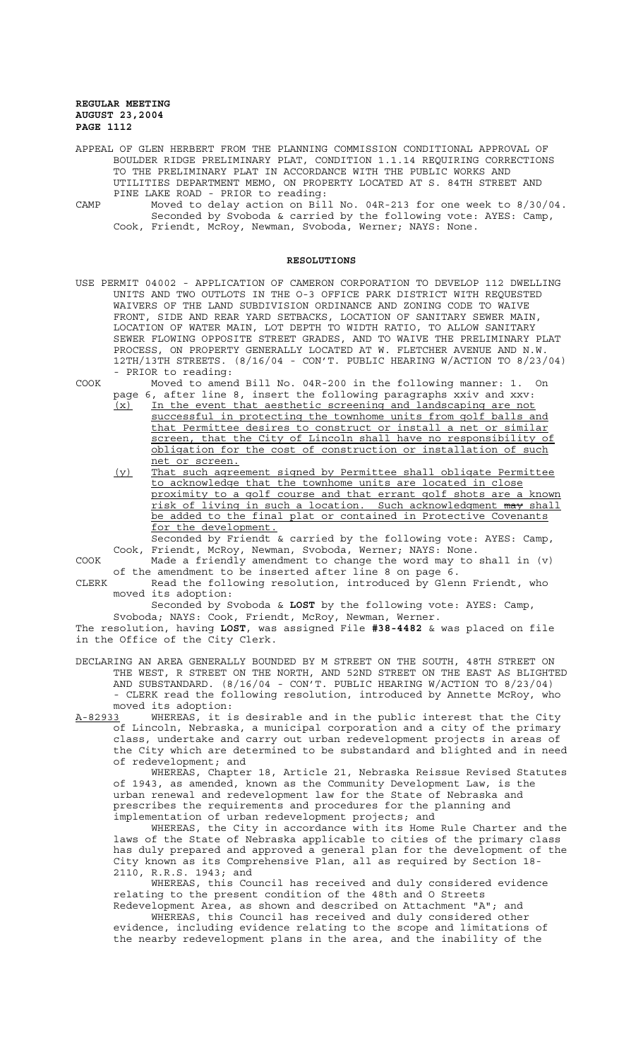APPEAL OF GLEN HERBERT FROM THE PLANNING COMMISSION CONDITIONAL APPROVAL OF BOULDER RIDGE PRELIMINARY PLAT, CONDITION 1.1.14 REQUIRING CORRECTIONS TO THE PRELIMINARY PLAT IN ACCORDANCE WITH THE PUBLIC WORKS AND UTILITIES DEPARTMENT MEMO, ON PROPERTY LOCATED AT S. 84TH STREET AND PINE LAKE ROAD - PRIOR to reading:

CAMP Moved to delay action on Bill No. 04R-213 for one week to 8/30/04. Seconded by Svoboda & carried by the following vote: AYES: Camp, Cook, Friendt, McRoy, Newman, Svoboda, Werner; NAYS: None.

## RESOLUTIONS

USE PERMIT 04002 - APPLICATION OF CAMERON CORPORATION TO DEVELOP 112 DWELLING UNITS AND TWO OUTLOTS IN THE O-3 OFFICE PARK DISTRICT WITH REQUESTED WAIVERS OF THE LAND SUBDIVISION ORDINANCE AND ZONING CODE TO WAIVE FRONT, SIDE AND REAR YARD SETBACKS, LOCATION OF SANITARY SEWER MAIN, LOCATION OF WATER MAIN, LOT DEPTH TO WIDTH RATIO, TO ALLOW SANITARY SEWER FLOWING OPPOSITE STREET GRADES, AND TO WAIVE THE PRELIMINARY PLAT PROCESS, ON PROPERTY GENERALLY LOCATED AT W. FLETCHER AVENUE AND N.W. 12TH/13TH STREETS. (8/16/04 - CON'T. PUBLIC HEARING W/ACTION TO 8/23/04) - PRIOR to reading:

COOK Moved to amend Bill No. 04R-200 in the following manner: 1. On page 6, after line 8, insert the following paragraphs xxiv and xxv:

(x) In the event that aesthetic screening and landscaping are not successful in protecting the townhome units from golf balls and that Permittee desires to construct or install a net or similar screen, that the City of Lincoln shall have no responsibility of obligation for the cost of construction or installation of such net or screen.

(y) That such agreement signed by Permittee shall obligate Permittee to acknowledge that the townhome units are located in close proximity to a golf course and that errant golf shots are a known risk of living in such a location. Such acknowledgment ~~may~~ shall be added to the final plat or contained in Protective Covenants for the development.

Seconded by Friendt & carried by the following vote: AYES: Camp, Cook, Friendt, McRoy, Newman, Svoboda, Werner; NAYS: None.

COOK Made a friendly amendment to change the word may to shall in (v) of the amendment to be inserted after line 8 on page 6.

CLERK Read the following resolution, introduced by Glenn Friendt, who moved its adoption:

Seconded by Svoboda & **LOST** by the following vote: AYES: Camp, Svoboda; NAYS: Cook, Friendt, McRoy, Newman, Werner.

The resolution, having **LOST**, was assigned File **#38-4482** & was placed on file in the Office of the City Clerk.

DECLARING AN AREA GENERALLY BOUNDED BY M STREET ON THE SOUTH, 48TH STREET ON THE WEST, R STREET ON THE NORTH, AND 52ND STREET ON THE EAST AS BLIGHTED AND SUBSTANDARD. (8/16/04 - CON'T. PUBLIC HEARING W/ACTION TO 8/23/04) - CLERK read the following resolution, introduced by Annette McRoy, who moved its adoption:

A-82933 WHEREAS, it is desirable and in the public interest that the City of Lincoln, Nebraska, a municipal corporation and a city of the primary class, undertake and carry out urban redevelopment projects in areas of the City which are determined to be substandard and blighted and in need of redevelopment; and

WHEREAS, Chapter 18, Article 21, Nebraska Reissue Revised Statutes of 1943, as amended, known as the Community Development Law, is the urban renewal and redevelopment law for the State of Nebraska and prescribes the requirements and procedures for the planning and implementation of urban redevelopment projects; and

WHEREAS, the City in accordance with its Home Rule Charter and the laws of the State of Nebraska applicable to cities of the primary class has duly prepared and approved a general plan for the development of the City known as its Comprehensive Plan, all as required by Section 18-2110, R.R.S. 1943; and

WHEREAS, this Council has received and duly considered evidence relating to the present condition of the 48th and O Streets Redevelopment Area, as shown and described on Attachment "A"; and

WHEREAS, this Council has received and duly considered other evidence, including evidence relating to the scope and limitations of the nearby redevelopment plans in the area, and the inability of the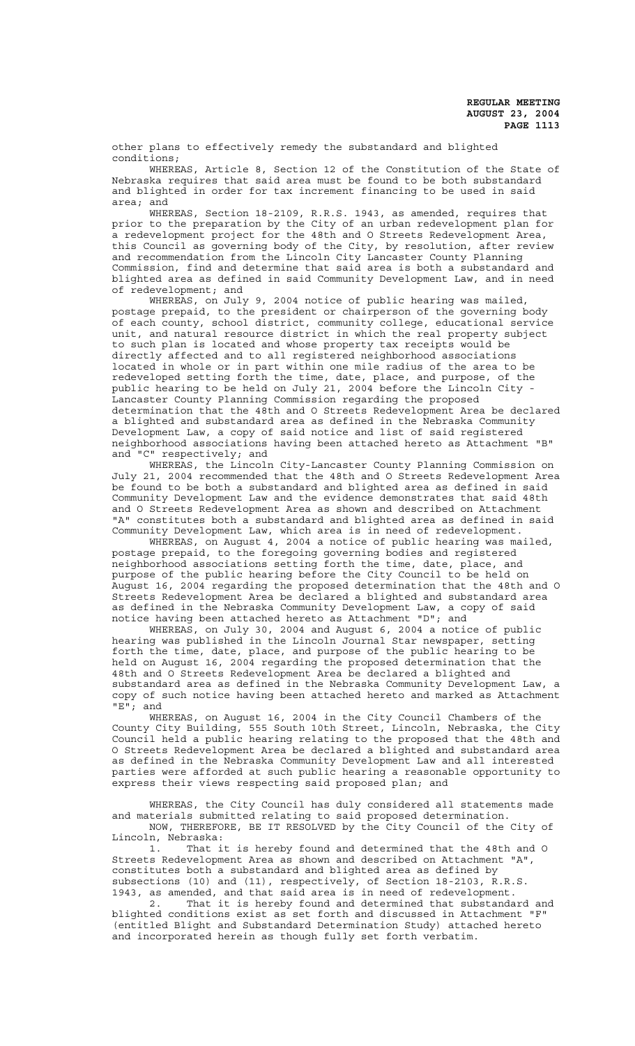other plans to effectively remedy the substandard and blighted conditions;

WHEREAS, Article 8, Section 12 of the Constitution of the State of Nebraska requires that said area must be found to be both substandard and blighted in order for tax increment financing to be used in said area; and

WHEREAS, Section 18-2109, R.R.S. 1943, as amended, requires that prior to the preparation by the City of an urban redevelopment plan for a redevelopment project for the 48th and O Streets Redevelopment Area, this Council as governing body of the City, by resolution, after review and recommendation from the Lincoln City Lancaster County Planning Commission, find and determine that said area is both a substandard and blighted area as defined in said Community Development Law, and in need of redevelopment; and

WHEREAS, on July 9, 2004 notice of public hearing was mailed, postage prepaid, to the president or chairperson of the governing body of each county, school district, community college, educational service unit, and natural resource district in which the real property subject to such plan is located and whose property tax receipts would be directly affected and to all registered neighborhood associations located in whole or in part within one mile radius of the area to be redeveloped setting forth the time, date, place, and purpose, of the public hearing to be held on July 21, 2004 before the Lincoln City - Lancaster County Planning Commission regarding the proposed determination that the 48th and O Streets Redevelopment Area be declared a blighted and substandard area as defined in the Nebraska Community Development Law, a copy of said notice and list of said registered neighborhood associations having been attached hereto as Attachment "B" and "C" respectively; and

WHEREAS, the Lincoln City-Lancaster County Planning Commission on July 21, 2004 recommended that the 48th and O Streets Redevelopment Area be found to be both a substandard and blighted area as defined in said Community Development Law and the evidence demonstrates that said 48th and O Streets Redevelopment Area as shown and described on Attachment "A" constitutes both a substandard and blighted area as defined in said Community Development Law, which area is in need of redevelopment.

WHEREAS, on August 4, 2004 a notice of public hearing was mailed, postage prepaid, to the foregoing governing bodies and registered neighborhood associations setting forth the time, date, place, and purpose of the public hearing before the City Council to be held on August 16, 2004 regarding the proposed determination that the 48th and O Streets Redevelopment Area be declared a blighted and substandard area as defined in the Nebraska Community Development Law, a copy of said notice having been attached hereto as Attachment "D"; and

WHEREAS, on July 30, 2004 and August 6, 2004 a notice of public hearing was published in the Lincoln Journal Star newspaper, setting forth the time, date, place, and purpose of the public hearing to be held on August 16, 2004 regarding the proposed determination that the 48th and O Streets Redevelopment Area be declared a blighted and substandard area as defined in the Nebraska Community Development Law, a copy of such notice having been attached hereto and marked as Attachment "E"; and

WHEREAS, on August 16, 2004 in the City Council Chambers of the County City Building, 555 South 10th Street, Lincoln, Nebraska, the City Council held a public hearing relating to the proposed that the 48th and O Streets Redevelopment Area be declared a blighted and substandard area as defined in the Nebraska Community Development Law and all interested parties were afforded at such public hearing a reasonable opportunity to express their views respecting said proposed plan; and

WHEREAS, the City Council has duly considered all statements made and materials submitted relating to said proposed determination.

NOW, THEREFORE, BE IT RESOLVED by the City Council of the City of Lincoln, Nebraska:

1. That it is hereby found and determined that the 48th and O Streets Redevelopment Area as shown and described on Attachment "A", constitutes both a substandard and blighted area as defined by subsections (10) and (11), respectively, of Section 18-2103, R.R.S. 1943, as amended, and that said area is in need of redevelopment.

2. That it is hereby found and determined that substandard and blighted conditions exist as set forth and discussed in Attachment "F" (entitled Blight and Substandard Determination Study) attached hereto and incorporated herein as though fully set forth verbatim.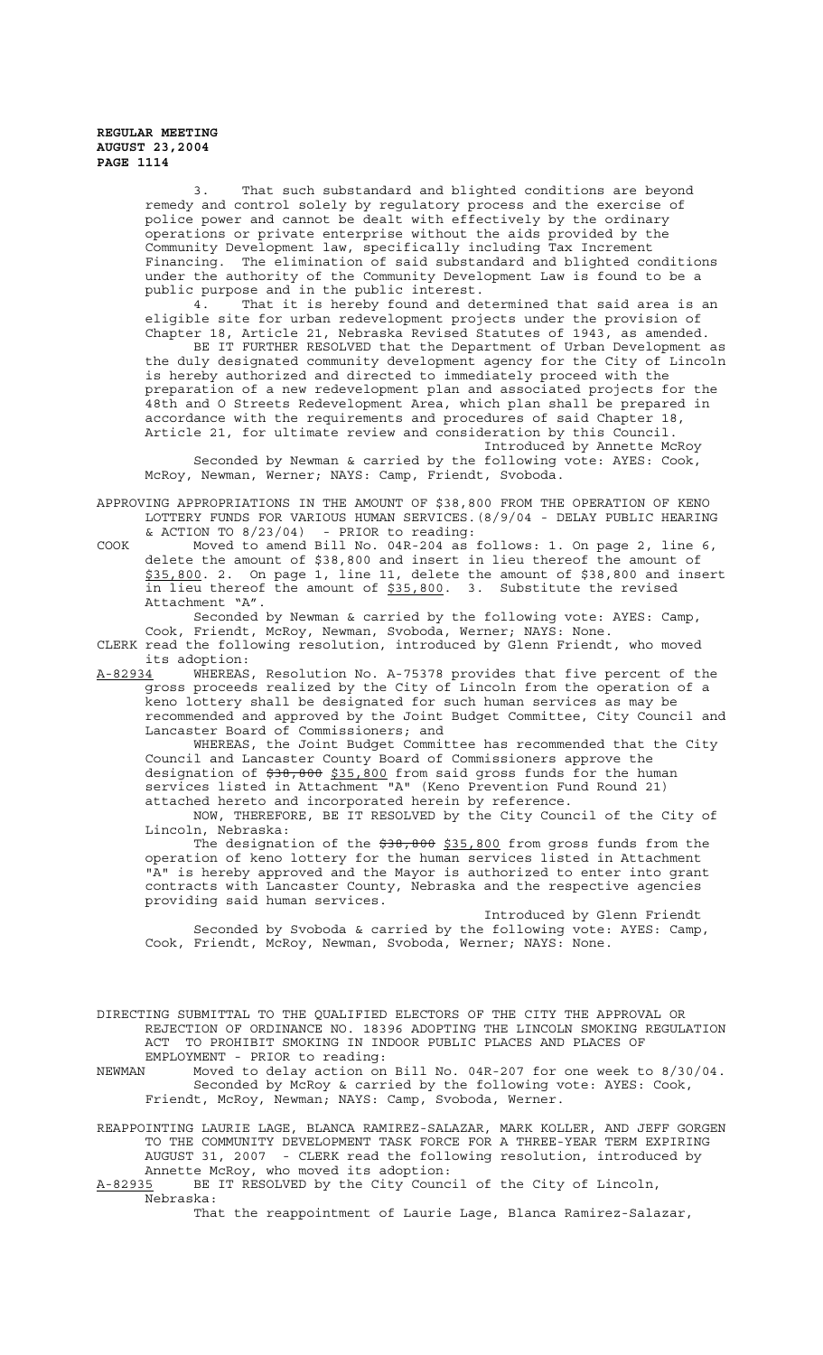3. That such substandard and blighted conditions are beyond remedy and control solely by regulatory process and the exercise of police power and cannot be dealt with effectively by the ordinary operations or private enterprise without the aids provided by the Community Development law, specifically including Tax Increment Financing. The elimination of said substandard and blighted conditions under the authority of the Community Development Law is found to be a public purpose and in the public interest.

4. That it is hereby found and determined that said area is an eligible site for urban redevelopment projects under the provision of Chapter 18, Article 21, Nebraska Revised Statutes of 1943, as amended.

BE IT FURTHER RESOLVED that the Department of Urban Development as the duly designated community development agency for the City of Lincoln is hereby authorized and directed to immediately proceed with the preparation of a new redevelopment plan and associated projects for the 48th and O Streets Redevelopment Area, which plan shall be prepared in accordance with the requirements and procedures of said Chapter 18, Article 21, for ultimate review and consideration by this Council.

Introduced by Annette McRoy

Seconded by Newman & carried by the following vote: AYES: Cook, McRoy, Newman, Werner; NAYS: Camp, Friendt, Svoboda.

APPROVING APPROPRIATIONS IN THE AMOUNT OF $38,800 FROM THE OPERATION OF KENO LOTTERY FUNDS FOR VARIOUS HUMAN SERVICES.(8/9/04 - DELAY PUBLIC HEARING & ACTION TO 8/23/04) - PRIOR to reading:

COOK Moved to amend Bill No. 04R-204 as follows: 1. On page 2, line 6, delete the amount of $38,800 and insert in lieu thereof the amount of $35,800. 2. On page 1, line 11, delete the amount of $38,800 and insert in lieu thereof the amount of $35,800. 3. Substitute the revised Attachment "A".

Seconded by Newman & carried by the following vote: AYES: Camp, Cook, Friendt, McRoy, Newman, Svoboda, Werner; NAYS: None.

CLERK read the following resolution, introduced by Glenn Friendt, who moved its adoption:

A-82934 WHEREAS, Resolution No. A-75378 provides that five percent of the gross proceeds realized by the City of Lincoln from the operation of a keno lottery shall be designated for such human services as may be recommended and approved by the Joint Budget Committee, City Council and Lancaster Board of Commissioners; and

WHEREAS, the Joint Budget Committee has recommended that the City Council and Lancaster County Board of Commissioners approve the designation of ~~$38,800~~ $35,800 from said gross funds for the human services listed in Attachment "A" (Keno Prevention Fund Round 21) attached hereto and incorporated herein by reference.

NOW, THEREFORE, BE IT RESOLVED by the City Council of the City of Lincoln, Nebraska:

The designation of the ~~$38,800~~ $35,800 from gross funds from the operation of keno lottery for the human services listed in Attachment "A" is hereby approved and the Mayor is authorized to enter into grant contracts with Lancaster County, Nebraska and the respective agencies providing said human services.

Introduced by Glenn Friendt

Seconded by Svoboda & carried by the following vote: AYES: Camp, Cook, Friendt, McRoy, Newman, Svoboda, Werner; NAYS: None.

DIRECTING SUBMITTAL TO THE QUALIFIED ELECTORS OF THE CITY THE APPROVAL OR REJECTION OF ORDINANCE NO. 18396 ADOPTING THE LINCOLN SMOKING REGULATION ACT TO PROHIBIT SMOKING IN INDOOR PUBLIC PLACES AND PLACES OF EMPLOYMENT - PRIOR to reading:

NEWMAN Moved to delay action on Bill No. 04R-207 for one week to 8/30/04.

Seconded by McRoy & carried by the following vote: AYES: Cook, Friendt, McRoy, Newman; NAYS: Camp, Svoboda, Werner.

REAPPOINTING LAURIE LAGE, BLANCA RAMIREZ-SALAZAR, MARK KOLLER, AND JEFF GORGEN TO THE COMMUNITY DEVELOPMENT TASK FORCE FOR A THREE-YEAR TERM EXPIRING AUGUST 31, 2007 - CLERK read the following resolution, introduced by Annette McRoy, who moved its adoption:

A-82935 BE IT RESOLVED by the City Council of the City of Lincoln, Nebraska:

That the reappointment of Laurie Lage, Blanca Ramirez-Salazar,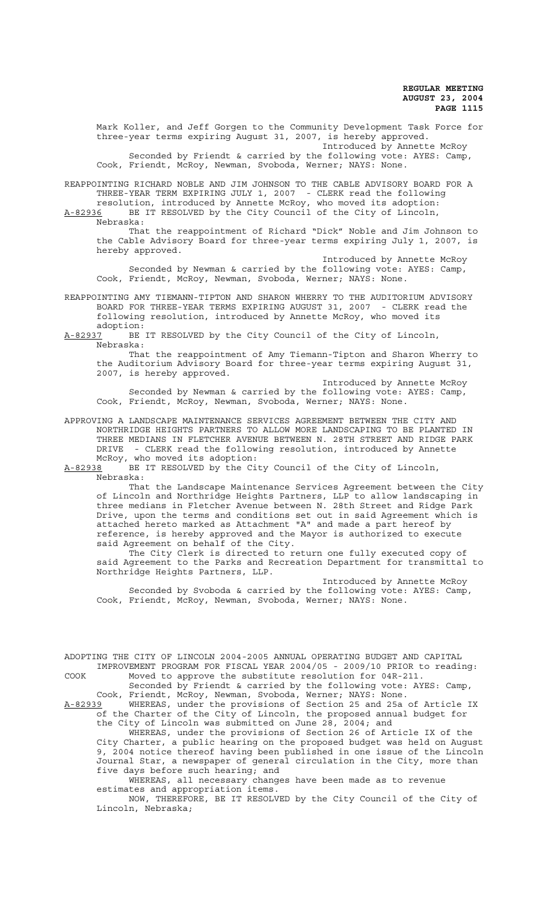Mark Koller, and Jeff Gorgen to the Community Development Task Force for three-year terms expiring August 31, 2007, is hereby approved.

Introduced by Annette McRoy

Seconded by Friendt & carried by the following vote: AYES: Camp, Cook, Friendt, McRoy, Newman, Svoboda, Werner; NAYS: None.

REAPPOINTING RICHARD NOBLE AND JIM JOHNSON TO THE CABLE ADVISORY BOARD FOR A THREE-YEAR TERM EXPIRING JULY 1, 2007 - CLERK read the following resolution, introduced by Annette McRoy, who moved its adoption:

A-82936 BE IT RESOLVED by the City Council of the City of Lincoln, Nebraska:

That the reappointment of Richard "Dick" Noble and Jim Johnson to the Cable Advisory Board for three-year terms expiring July 1, 2007, is hereby approved.

Introduced by Annette McRoy

Seconded by Newman & carried by the following vote: AYES: Camp, Cook, Friendt, McRoy, Newman, Svoboda, Werner; NAYS: None.

REAPPOINTING AMY TIEMANN-TIPTON AND SHARON WHERRY TO THE AUDITORIUM ADVISORY BOARD FOR THREE-YEAR TERMS EXPIRING AUGUST 31, 2007 - CLERK read the following resolution, introduced by Annette McRoy, who moved its adoption:

A-82937 BE IT RESOLVED by the City Council of the City of Lincoln, Nebraska:

That the reappointment of Amy Tiemann-Tipton and Sharon Wherry to the Auditorium Advisory Board for three-year terms expiring August 31, 2007, is hereby approved.

Introduced by Annette McRoy

Seconded by Newman & carried by the following vote: AYES: Camp, Cook, Friendt, McRoy, Newman, Svoboda, Werner; NAYS: None.

APPROVING A LANDSCAPE MAINTENANCE SERVICES AGREEMENT BETWEEN THE CITY AND NORTHRIDGE HEIGHTS PARTNERS TO ALLOW MORE LANDSCAPING TO BE PLANTED IN THREE MEDIANS IN FLETCHER AVENUE BETWEEN N. 28TH STREET AND RIDGE PARK DRIVE - CLERK read the following resolution, introduced by Annette McRoy, who moved its adoption:

A-82938 BE IT RESOLVED by the City Council of the City of Lincoln, Nebraska:

That the Landscape Maintenance Services Agreement between the City of Lincoln and Northridge Heights Partners, LLP to allow landscaping in three medians in Fletcher Avenue between N. 28th Street and Ridge Park Drive, upon the terms and conditions set out in said Agreement which is attached hereto marked as Attachment "A" and made a part hereof by reference, is hereby approved and the Mayor is authorized to execute said Agreement on behalf of the City.

The City Clerk is directed to return one fully executed copy of said Agreement to the Parks and Recreation Department for transmittal to Northridge Heights Partners, LLP.

Introduced by Annette McRoy

Seconded by Svoboda & carried by the following vote: AYES: Camp, Cook, Friendt, McRoy, Newman, Svoboda, Werner; NAYS: None.

ADOPTING THE CITY OF LINCOLN 2004-2005 ANNUAL OPERATING BUDGET AND CAPITAL IMPROVEMENT PROGRAM FOR FISCAL YEAR 2004/05 - 2009/10 PRIOR to reading:

COOK Moved to approve the substitute resolution for 04R-211.

Seconded by Friendt & carried by the following vote: AYES: Camp, Cook, Friendt, McRoy, Newman, Svoboda, Werner; NAYS: None.

A-82939 WHEREAS, under the provisions of Section 25 and 25a of Article IX of the Charter of the City of Lincoln, the proposed annual budget for the City of Lincoln was submitted on June 28, 2004; and

WHEREAS, under the provisions of Section 26 of Article IX of the City Charter, a public hearing on the proposed budget was held on August 9, 2004 notice thereof having been published in one issue of the Lincoln Journal Star, a newspaper of general circulation in the City, more than five days before such hearing; and

WHEREAS, all necessary changes have been made as to revenue estimates and appropriation items.

NOW, THEREFORE, BE IT RESOLVED by the City Council of the City of Lincoln, Nebraska;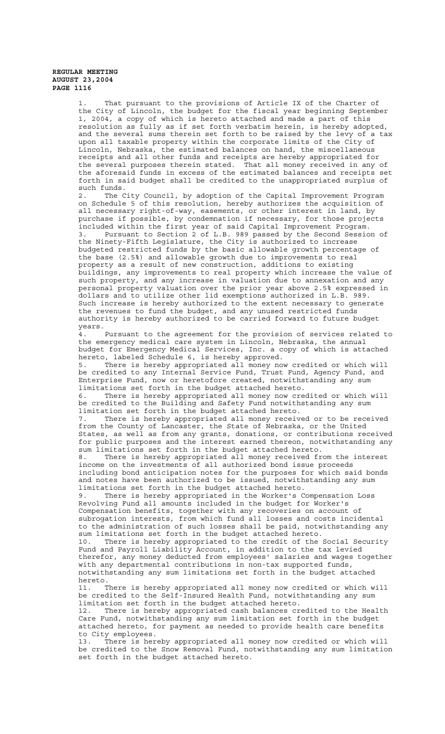1. That pursuant to the provisions of Article IX of the Charter of the City of Lincoln, the budget for the fiscal year beginning September 1, 2004, a copy of which is hereto attached and made a part of this resolution as fully as if set forth verbatim herein, is hereby adopted, and the several sums therein set forth to be raised by the levy of a tax upon all taxable property within the corporate limits of the City of Lincoln, Nebraska, the estimated balances on hand, the miscellaneous receipts and all other funds and receipts are hereby appropriated for the several purposes therein stated. That all money received in any of the aforesaid funds in excess of the estimated balances and receipts set forth in said budget shall be credited to the unappropriated surplus of such funds.

2. The City Council, by adoption of the Capital Improvement Program on Schedule 5 of this resolution, hereby authorizes the acquisition of all necessary right-of-way, easements, or other interest in land, by purchase if possible, by condemnation if necessary, for those projects included within the first year of said Capital Improvement Program.

3. Pursuant to Section 2 of L.B. 989 passed by the Second Session of the Ninety-Fifth Legislature, the City is authorized to increase budgeted restricted funds by the basic allowable growth percentage of the base (2.5%) and allowable growth due to improvements to real property as a result of new construction, additions to existing buildings, any improvements to real property which increase the value of such property, and any increase in valuation due to annexation and any personal property valuation over the prior year above 2.5% expressed in dollars and to utilize other lid exemptions authorized in L.B. 989. Such increase is hereby authorized to the extent necessary to generate the revenues to fund the budget, and any unused restricted funds authority is hereby authorized to be carried forward to future budget years.

4. Pursuant to the agreement for the provision of services related to the emergency medical care system in Lincoln, Nebraska, the annual budget for Emergency Medical Services, Inc. a copy of which is attached hereto, labeled Schedule 6, is hereby approved.

5. There is hereby appropriated all money now credited or which will be credited to any Internal Service Fund, Trust Fund, Agency Fund, and Enterprise Fund, now or heretofore created, notwithstanding any sum limitations set forth in the budget attached hereto.

6. There is hereby appropriated all money now credited or which will be credited to the Building and Safety Fund notwithstanding any sum limitation set forth in the budget attached hereto.

7. There is hereby appropriated all money received or to be received from the County of Lancaster, the State of Nebraska, or the United States, as well as from any grants, donations, or contributions received for public purposes and the interest earned thereon, notwithstanding any sum limitations set forth in the budget attached hereto.

8. There is hereby appropriated all money received from the interest income on the investments of all authorized bond issue proceeds including bond anticipation notes for the purposes for which said bonds and notes have been authorized to be issued, notwithstanding any sum limitations set forth in the budget attached hereto.

9. There is hereby appropriated in the Worker's Compensation Loss Revolving Fund all amounts included in the budget for Worker's Compensation benefits, together with any recoveries on account of subrogation interests, from which fund all losses and costs incidental to the administration of such losses shall be paid, notwithstanding any sum limitations set forth in the budget attached hereto.

10. There is hereby appropriated to the credit of the Social Security Fund and Payroll Liability Account, in addition to the tax levied therefor, any money deducted from employees' salaries and wages together with any departmental contributions in non-tax supported funds, notwithstanding any sum limitations set forth in the budget attached hereto.

11. There is hereby appropriated all money now credited or which will be credited to the Self-Insured Health Fund, notwithstanding any sum limitation set forth in the budget attached hereto.

12. There is hereby appropriated cash balances credited to the Health Care Fund, notwithstanding any sum limitation set forth in the budget attached hereto, for payment as needed to provide health care benefits to City employees.

13. There is hereby appropriated all money now credited or which will be credited to the Snow Removal Fund, notwithstanding any sum limitation set forth in the budget attached hereto.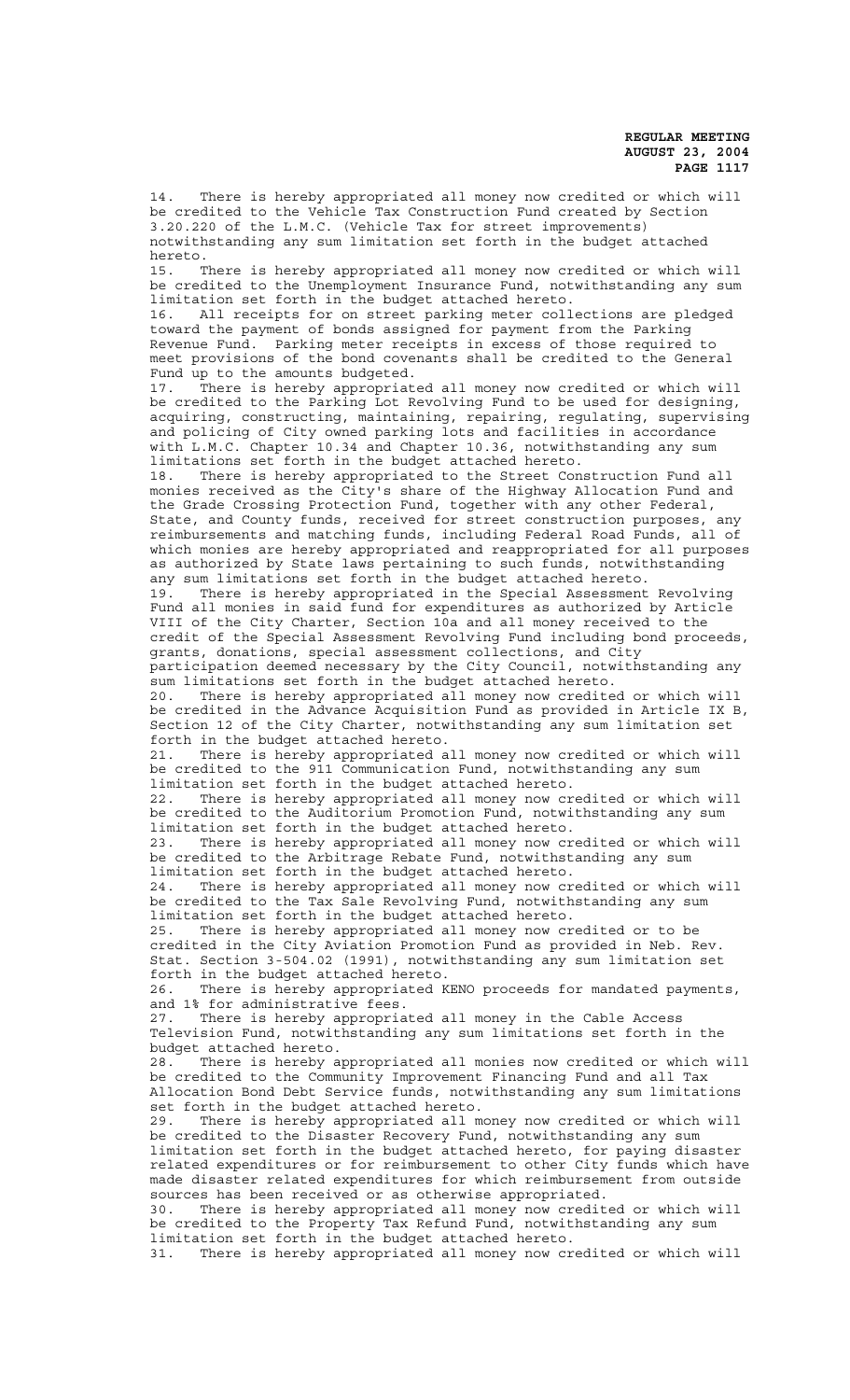14. There is hereby appropriated all money now credited or which will be credited to the Vehicle Tax Construction Fund created by Section 3.20.220 of the L.M.C. (Vehicle Tax for street improvements) notwithstanding any sum limitation set forth in the budget attached hereto.

15. There is hereby appropriated all money now credited or which will be credited to the Unemployment Insurance Fund, notwithstanding any sum limitation set forth in the budget attached hereto.

16. All receipts for on street parking meter collections are pledged toward the payment of bonds assigned for payment from the Parking Revenue Fund. Parking meter receipts in excess of those required to meet provisions of the bond covenants shall be credited to the General Fund up to the amounts budgeted.

17. There is hereby appropriated all money now credited or which will be credited to the Parking Lot Revolving Fund to be used for designing, acquiring, constructing, maintaining, repairing, regulating, supervising and policing of City owned parking lots and facilities in accordance with L.M.C. Chapter 10.34 and Chapter 10.36, notwithstanding any sum limitations set forth in the budget attached hereto.

18. There is hereby appropriated to the Street Construction Fund all monies received as the City's share of the Highway Allocation Fund and the Grade Crossing Protection Fund, together with any other Federal, State, and County funds, received for street construction purposes, any reimbursements and matching funds, including Federal Road Funds, all of which monies are hereby appropriated and reappropriated for all purposes as authorized by State laws pertaining to such funds, notwithstanding any sum limitations set forth in the budget attached hereto.

19. There is hereby appropriated in the Special Assessment Revolving Fund all monies in said fund for expenditures as authorized by Article VIII of the City Charter, Section 10a and all money received to the credit of the Special Assessment Revolving Fund including bond proceeds, grants, donations, special assessment collections, and City participation deemed necessary by the City Council, notwithstanding any sum limitations set forth in the budget attached hereto.

20. There is hereby appropriated all money now credited or which will be credited in the Advance Acquisition Fund as provided in Article IX B, Section 12 of the City Charter, notwithstanding any sum limitation set forth in the budget attached hereto.

21. There is hereby appropriated all money now credited or which will be credited to the 911 Communication Fund, notwithstanding any sum limitation set forth in the budget attached hereto.

22. There is hereby appropriated all money now credited or which will be credited to the Auditorium Promotion Fund, notwithstanding any sum limitation set forth in the budget attached hereto.

23. There is hereby appropriated all money now credited or which will be credited to the Arbitrage Rebate Fund, notwithstanding any sum limitation set forth in the budget attached hereto.

24. There is hereby appropriated all money now credited or which will be credited to the Tax Sale Revolving Fund, notwithstanding any sum limitation set forth in the budget attached hereto.

25. There is hereby appropriated all money now credited or to be credited in the City Aviation Promotion Fund as provided in Neb. Rev. Stat. Section 3-504.02 (1991), notwithstanding any sum limitation set forth in the budget attached hereto.

26. There is hereby appropriated KENO proceeds for mandated payments, and 1% for administrative fees.

27. There is hereby appropriated all money in the Cable Access Television Fund, notwithstanding any sum limitations set forth in the budget attached hereto.

28. There is hereby appropriated all monies now credited or which will be credited to the Community Improvement Financing Fund and all Tax Allocation Bond Debt Service funds, notwithstanding any sum limitations set forth in the budget attached hereto.

29. There is hereby appropriated all money now credited or which will be credited to the Disaster Recovery Fund, notwithstanding any sum limitation set forth in the budget attached hereto, for paying disaster related expenditures or for reimbursement to other City funds which have made disaster related expenditures for which reimbursement from outside sources has been received or as otherwise appropriated.

30. There is hereby appropriated all money now credited or which will be credited to the Property Tax Refund Fund, notwithstanding any sum limitation set forth in the budget attached hereto.

31. There is hereby appropriated all money now credited or which will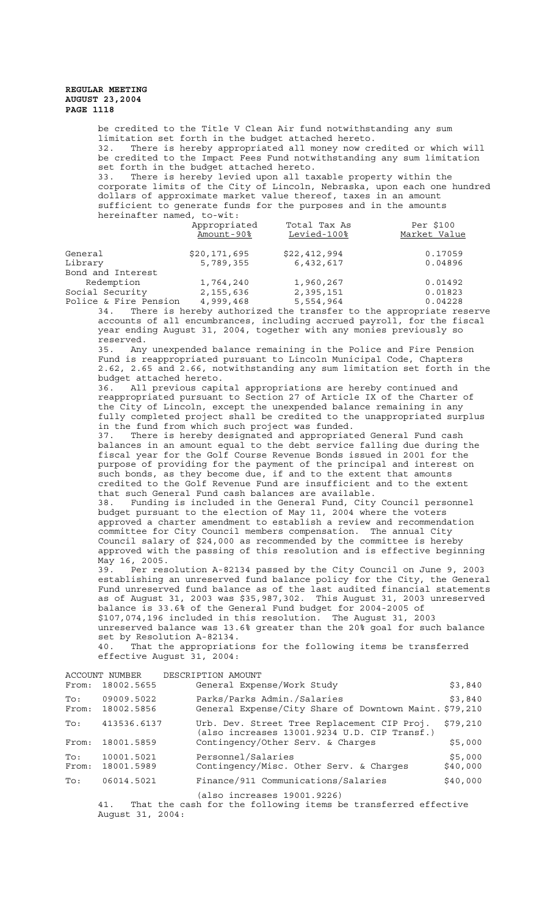be credited to the Title V Clean Air fund notwithstanding any sum limitation set forth in the budget attached hereto.

32. There is hereby appropriated all money now credited or which will be credited to the Impact Fees Fund notwithstanding any sum limitation set forth in the budget attached hereto.

33. There is hereby levied upon all taxable property within the corporate limits of the City of Lincoln, Nebraska, upon each one hundred dollars of approximate market value thereof, taxes in an amount sufficient to generate funds for the purposes and in the amounts hereinafter named, to-wit:

| | Appropriated Amount-90% | Total Tax As Levied-100% | Per $100 Market Value |
|---|---|---|---|
| General | $20,171,695 | $22,412,994 | 0.17059 |
| Library | 5,789,355 | 6,432,617 | 0.04896 |
| Bond and Interest Redemption | 1,764,240 | 1,960,267 | 0.01492 |
| Social Security | 2,155,636 | 2,395,151 | 0.01823 |
| Police & Fire Pension | 4,999,468 | 5,554,964 | 0.04228 |

34. There is hereby authorized the transfer to the appropriate reserve accounts of all encumbrances, including accrued payroll, for the fiscal year ending August 31, 2004, together with any monies previously so reserved.

35. Any unexpended balance remaining in the Police and Fire Pension Fund is reappropriated pursuant to Lincoln Municipal Code, Chapters 2.62, 2.65 and 2.66, notwithstanding any sum limitation set forth in the budget attached hereto.

36. All previous capital appropriations are hereby continued and reappropriated pursuant to Section 27 of Article IX of the Charter of the City of Lincoln, except the unexpended balance remaining in any fully completed project shall be credited to the unappropriated surplus in the fund from which such project was funded.

37. There is hereby designated and appropriated General Fund cash balances in an amount equal to the debt service falling due during the fiscal year for the Golf Course Revenue Bonds issued in 2001 for the purpose of providing for the payment of the principal and interest on such bonds, as they become due, if and to the extent that amounts credited to the Golf Revenue Fund are insufficient and to the extent that such General Fund cash balances are available.

38. Funding is included in the General Fund, City Council personnel budget pursuant to the election of May 11, 2004 where the voters approved a charter amendment to establish a review and recommendation committee for City Council members compensation. The annual City Council salary of $24,000 as recommended by the committee is hereby approved with the passing of this resolution and is effective beginning May 16, 2005.

39. Per resolution A-82134 passed by the City Council on June 9, 2003 establishing an unreserved fund balance policy for the City, the General Fund unreserved fund balance as of the last audited financial statements as of August 31, 2003 was $35,987,302. This August 31, 2003 unreserved balance is 33.6% of the General Fund budget for 2004-2005 of $107,074,196 included in this resolution. The August 31, 2003 unreserved balance was 13.6% greater than the 20% goal for such balance set by Resolution A-82134.

40. That the appropriations for the following items be transferred effective August 31, 2004:

| | ACCOUNT NUMBER | DESCRIPTION AMOUNT | |
|---|---|---|---|
| From: | 18002.5655 | General Expense/Work Study | $3,840 |
| To: | 09009.5022 | Parks/Parks Admin./Salaries | $3,840 |
| From: | 18002.5856 | General Expense/City Share of Downtown Maint. | $79,210 |
| To: | 413536.6137 | Urb. Dev. Street Tree Replacement CIP Proj. (also increases 13001.9234 U.D. CIP Transf.) | $79,210 |
| From: | 18001.5859 | Contingency/Other Serv. & Charges | $5,000 |
| To: | 10001.5021 | Personnel/Salaries | $5,000 |
| From: | 18001.5989 | Contingency/Misc. Other Serv. & Charges | $40,000 |
| To: | 06014.5021 | Finance/911 Communications/Salaries (also increases 19001.9226) | $40,000 |

41. That the cash for the following items be transferred effective August 31, 2004: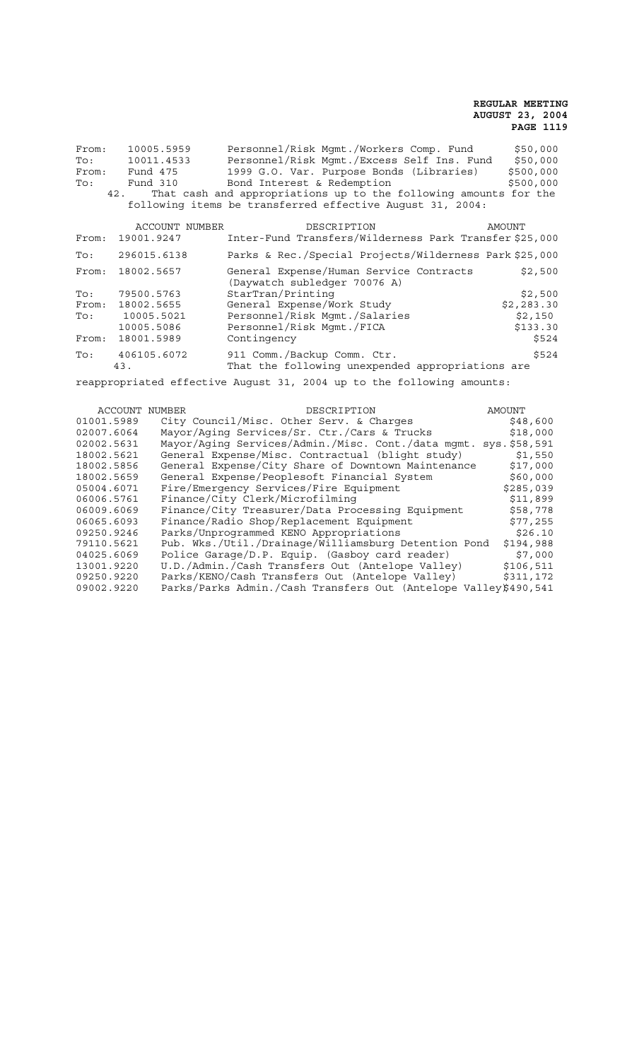| | | | |
|---|---|---|---|
| From: | 10005.5959 | Personnel/Risk Mgmt./Workers Comp. Fund | $50,000 |
| To: | 10011.4533 | Personnel/Risk Mgmt./Excess Self Ins. Fund | $50,000 |
| From: | Fund 475 | 1999 G.O. Var. Purpose Bonds (Libraries) | $500,000 |
| To: | Fund 310 | Bond Interest & Redemption | $500,000 |

42. That cash and appropriations up to the following amounts for the following items be transferred effective August 31, 2004:

| | ACCOUNT NUMBER | DESCRIPTION | AMOUNT |
|---|---|---|---|
| From: | 19001.9247 | Inter-Fund Transfers/Wilderness Park Transfer | $25,000 |
| To: | 296015.6138 | Parks & Rec./Special Projects/Wilderness Park | $25,000 |
| From: | 18002.5657 | General Expense/Human Service Contracts (Daywatch subledger 70076 A) | $2,500 |
| To: | 79500.5763 | StarTran/Printing | $2,500 |
| From: | 18002.5655 | General Expense/Work Study | $2,283.30 |
| To: | 10005.5021 | Personnel/Risk Mgmt./Salaries | $2,150 |
| | 10005.5086 | Personnel/Risk Mgmt./FICA | $133.30 |
| From: | 18001.5989 | Contingency | $524 |
| To: | 406105.6072 | 911 Comm./Backup Comm. Ctr. | $524 |

43. That the following unexpended appropriations are reappropriated effective August 31, 2004 up to the following amounts:

| ACCOUNT NUMBER | DESCRIPTION | AMOUNT |
|---|---|---|
| 01001.5989 | City Council/Misc. Other Serv. & Charges | $48,600 |
| 02007.6064 | Mayor/Aging Services/Sr. Ctr./Cars & Trucks | $18,000 |
| 02002.5631 | Mayor/Aging Services/Admin./Misc. Cont./data mgmt. sys. | $58,591 |
| 18002.5621 | General Expense/Misc. Contractual (blight study) | $1,550 |
| 18002.5856 | General Expense/City Share of Downtown Maintenance | $17,000 |
| 18002.5659 | General Expense/Peoplesoft Financial System | $60,000 |
| 05004.6071 | Fire/Emergency Services/Fire Equipment | $285,039 |
| 06006.5761 | Finance/City Clerk/Microfilming | $11,899 |
| 06009.6069 | Finance/City Treasurer/Data Processing Equipment | $58,778 |
| 06065.6093 | Finance/Radio Shop/Replacement Equipment | $77,255 |
| 09250.9246 | Parks/Unprogrammed KENO Appropriations | $26.10 |
| 79110.5621 | Pub. Wks./Util./Drainage/Williamsburg Detention Pond | $194,988 |
| 04025.6069 | Police Garage/D.P. Equip. (Gasboy card reader) | $7,000 |
| 13001.9220 | U.D./Admin./Cash Transfers Out (Antelope Valley) | $106,511 |
| 09250.9220 | Parks/KENO/Cash Transfers Out (Antelope Valley) | $311,172 |
| 09002.9220 | Parks/Parks Admin./Cash Transfers Out (Antelope Valley) | $490,541 |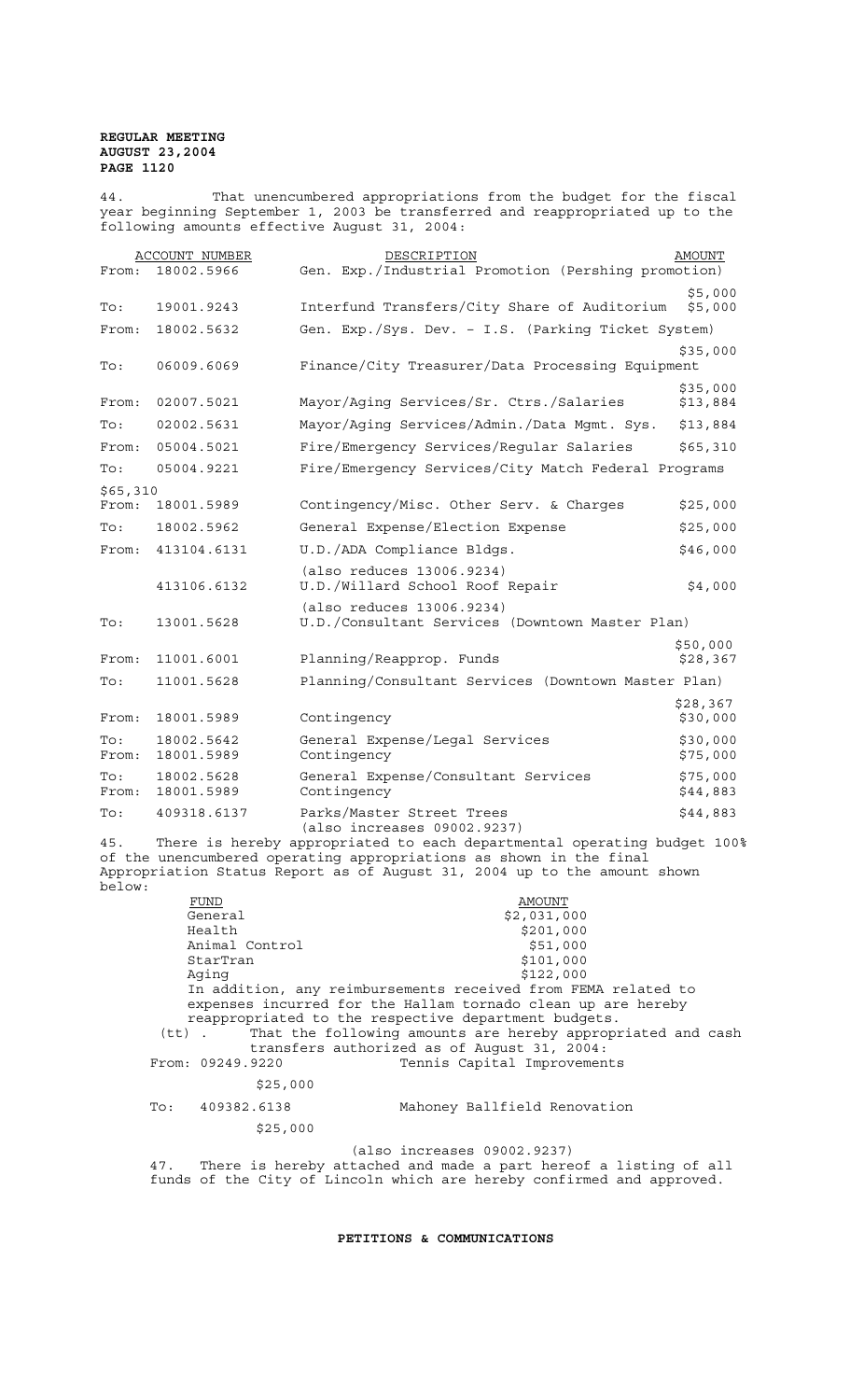44. That unencumbered appropriations from the budget for the fiscal year beginning September 1, 2003 be transferred and reappropriated up to the following amounts effective August 31, 2004:

| | ACCOUNT NUMBER | DESCRIPTION | AMOUNT |
|---|---|---|---|
| From: | 18002.5966 | Gen. Exp./Industrial Promotion (Pershing promotion) | $5,000 |
| To: | 19001.9243 | Interfund Transfers/City Share of Auditorium | $5,000 |
| From: | 18002.5632 | Gen. Exp./Sys. Dev. - I.S. (Parking Ticket System) | $35,000 |
| To: | 06009.6069 | Finance/City Treasurer/Data Processing Equipment | $35,000 |
| From: | 02007.5021 | Mayor/Aging Services/Sr. Ctrs./Salaries | $13,884 |
| To: | 02002.5631 | Mayor/Aging Services/Admin./Data Mgmt. Sys. | $13,884 |
| From: | 05004.5021 | Fire/Emergency Services/Regular Salaries | $65,310 |
| To: | 05004.9221 | Fire/Emergency Services/City Match Federal Programs | $65,310 |
| From: | 18001.5989 | Contingency/Misc. Other Serv. & Charges | $25,000 |
| To: | 18002.5962 | General Expense/Election Expense | $25,000 |
| From: | 413104.6131 | U.D./ADA Compliance Bldgs. (also reduces 13006.9234) | $46,000 |
| | 413106.6132 | U.D./Willard School Roof Repair (also reduces 13006.9234) | $4,000 |
| To: | 13001.5628 | U.D./Consultant Services (Downtown Master Plan) | $50,000 |
| From: | 11001.6001 | Planning/Reapprop. Funds | $28,367 |
| To: | 11001.5628 | Planning/Consultant Services (Downtown Master Plan) | $28,367 |
| From: | 18001.5989 | Contingency | $30,000 |
| To: | 18002.5642 | General Expense/Legal Services | $30,000 |
| From: | 18001.5989 | Contingency | $75,000 |
| To: | 18002.5628 | General Expense/Consultant Services | $75,000 |
| From: | 18001.5989 | Contingency | $44,883 |
| To: | 409318.6137 | Parks/Master Street Trees (also increases 09002.9237) | $44,883 |

45. There is hereby appropriated to each departmental operating budget 100% of the unencumbered operating appropriations as shown in the final Appropriation Status Report as of August 31, 2004 up to the amount shown below:

| FUND | AMOUNT |
|---|---|
| General | $2,031,000 |
| Health | $201,000 |
| Animal Control | $51,000 |
| StarTran | $101,000 |
| Aging | $122,000 |

In addition, any reimbursements received from FEMA related to expenses incurred for the Hallam tornado clean up are hereby reappropriated to the respective department budgets.

(tt) . That the following amounts are hereby appropriated and cash transfers authorized as of August 31, 2004:

| | ACCOUNT NUMBER | DESCRIPTION | AMOUNT |
|---|---|---|---|
| From: | 09249.9220 | Tennis Capital Improvements | $25,000 |
| To: | 409382.6138 | Mahoney Ballfield Renovation (also increases 09002.9237) | $25,000 |

47. There is hereby attached and made a part hereof a listing of all funds of the City of Lincoln which are hereby confirmed and approved.

## PETITIONS & COMMUNICATIONS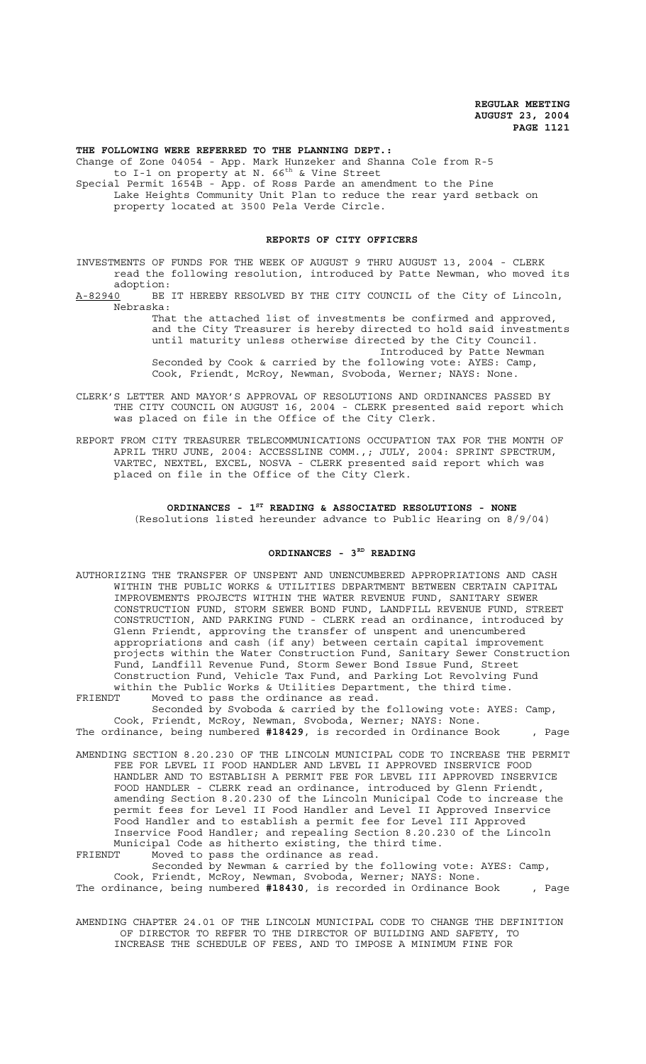**THE FOLLOWING WERE REFERRED TO THE PLANNING DEPT.:**

Change of Zone 04054 - App. Mark Hunzeker and Shanna Cole from R-5 to I-1 on property at N. 66th & Vine Street

Special Permit 1654B - App. of Ross Parde an amendment to the Pine Lake Heights Community Unit Plan to reduce the rear yard setback on property located at 3500 Pela Verde Circle.

## REPORTS OF CITY OFFICERS

INVESTMENTS OF FUNDS FOR THE WEEK OF AUGUST 9 THRU AUGUST 13, 2004 - CLERK read the following resolution, introduced by Patte Newman, who moved its adoption:

A-82940 BE IT HEREBY RESOLVED BY THE CITY COUNCIL of the City of Lincoln, Nebraska:

That the attached list of investments be confirmed and approved, and the City Treasurer is hereby directed to hold said investments until maturity unless otherwise directed by the City Council.

Introduced by Patte Newman

Seconded by Cook & carried by the following vote: AYES: Camp, Cook, Friendt, McRoy, Newman, Svoboda, Werner; NAYS: None.

CLERK'S LETTER AND MAYOR'S APPROVAL OF RESOLUTIONS AND ORDINANCES PASSED BY THE CITY COUNCIL ON AUGUST 16, 2004 - CLERK presented said report which was placed on file in the Office of the City Clerk.

REPORT FROM CITY TREASURER TELECOMMUNICATIONS OCCUPATION TAX FOR THE MONTH OF APRIL THRU JUNE, 2004: ACCESSLINE COMM.,; JULY, 2004: SPRINT SPECTRUM, VARTEC, NEXTEL, EXCEL, NOSVA - CLERK presented said report which was placed on file in the Office of the City Clerk.

## ORDINANCES - 1ST READING & ASSOCIATED RESOLUTIONS - NONE

(Resolutions listed hereunder advance to Public Hearing on 8/9/04)

## ORDINANCES - 3RD READING

AUTHORIZING THE TRANSFER OF UNSPENT AND UNENCUMBERED APPROPRIATIONS AND CASH WITHIN THE PUBLIC WORKS & UTILITIES DEPARTMENT BETWEEN CERTAIN CAPITAL IMPROVEMENTS PROJECTS WITHIN THE WATER REVENUE FUND, SANITARY SEWER CONSTRUCTION FUND, STORM SEWER BOND FUND, LANDFILL REVENUE FUND, STREET CONSTRUCTION, AND PARKING FUND - CLERK read an ordinance, introduced by Glenn Friendt, approving the transfer of unspent and unencumbered appropriations and cash (if any) between certain capital improvement projects within the Water Construction Fund, Sanitary Sewer Construction Fund, Landfill Revenue Fund, Storm Sewer Bond Issue Fund, Street Construction Fund, Vehicle Tax Fund, and Parking Lot Revolving Fund within the Public Works & Utilities Department, the third time.

FRIENDT Moved to pass the ordinance as read.

Seconded by Svoboda & carried by the following vote: AYES: Camp, Cook, Friendt, McRoy, Newman, Svoboda, Werner; NAYS: None.

The ordinance, being numbered **#18429**, is recorded in Ordinance Book , Page

AMENDING SECTION 8.20.230 OF THE LINCOLN MUNICIPAL CODE TO INCREASE THE PERMIT FEE FOR LEVEL II FOOD HANDLER AND LEVEL II APPROVED INSERVICE FOOD HANDLER AND TO ESTABLISH A PERMIT FEE FOR LEVEL III APPROVED INSERVICE FOOD HANDLER - CLERK read an ordinance, introduced by Glenn Friendt, amending Section 8.20.230 of the Lincoln Municipal Code to increase the permit fees for Level II Food Handler and Level II Approved Inservice Food Handler and to establish a permit fee for Level III Approved Inservice Food Handler; and repealing Section 8.20.230 of the Lincoln Municipal Code as hitherto existing, the third time.

FRIENDT Moved to pass the ordinance as read.

Seconded by Newman & carried by the following vote: AYES: Camp, Cook, Friendt, McRoy, Newman, Svoboda, Werner; NAYS: None.

The ordinance, being numbered **#18430**, is recorded in Ordinance Book , Page

AMENDING CHAPTER 24.01 OF THE LINCOLN MUNICIPAL CODE TO CHANGE THE DEFINITION OF DIRECTOR TO REFER TO THE DIRECTOR OF BUILDING AND SAFETY, TO INCREASE THE SCHEDULE OF FEES, AND TO IMPOSE A MINIMUM FINE FOR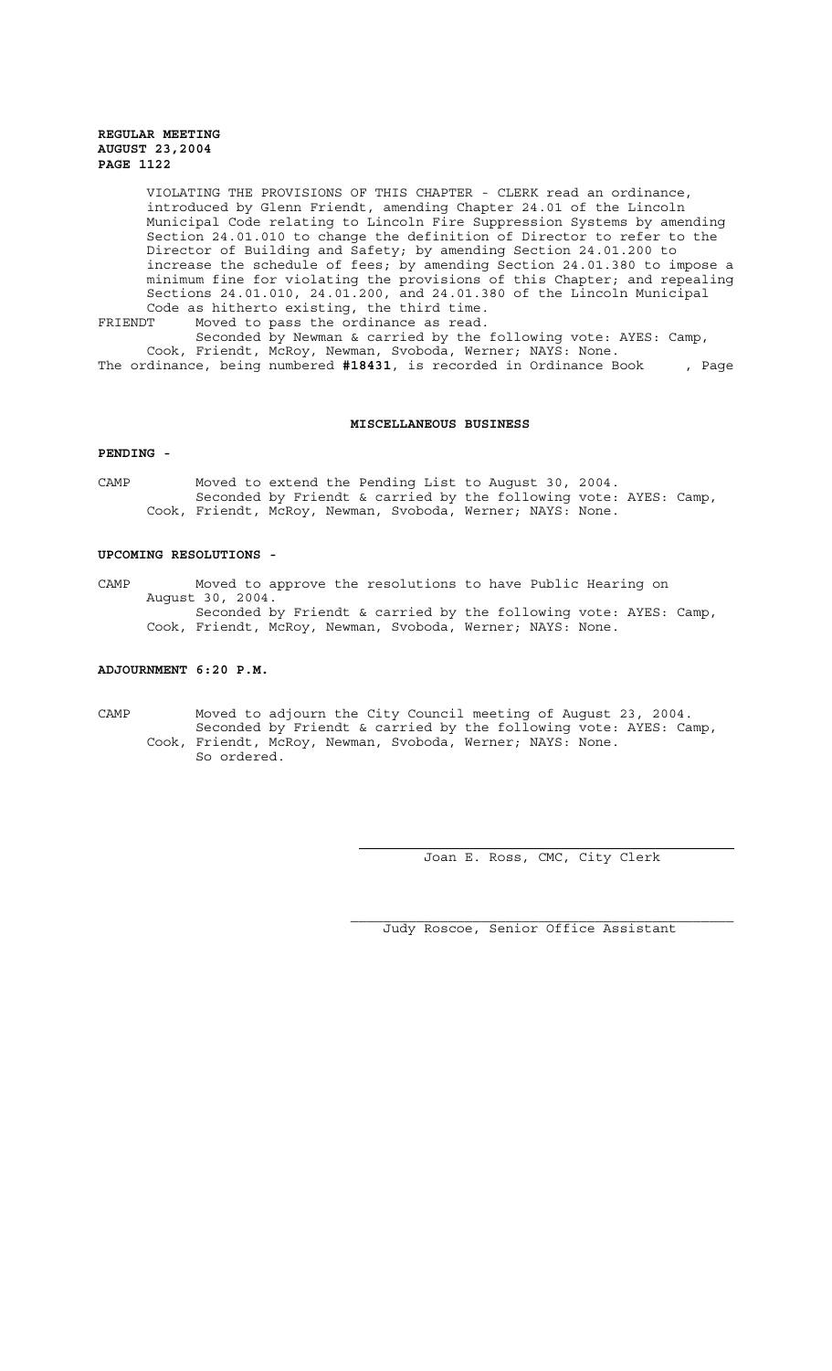VIOLATING THE PROVISIONS OF THIS CHAPTER - CLERK read an ordinance, introduced by Glenn Friendt, amending Chapter 24.01 of the Lincoln Municipal Code relating to Lincoln Fire Suppression Systems by amending Section 24.01.010 to change the definition of Director to refer to the Director of Building and Safety; by amending Section 24.01.200 to increase the schedule of fees; by amending Section 24.01.380 to impose a minimum fine for violating the provisions of this Chapter; and repealing Sections 24.01.010, 24.01.200, and 24.01.380 of the Lincoln Municipal Code as hitherto existing, the third time.

FRIENDT Moved to pass the ordinance as read.
Seconded by Newman & carried by the following vote: AYES: Camp, Cook, Friendt, McRoy, Newman, Svoboda, Werner; NAYS: None.

The ordinance, being numbered **#18431**, is recorded in Ordinance Book , Page

## MISCELLANEOUS BUSINESS

**PENDING -**

CAMP Moved to extend the Pending List to August 30, 2004.
Seconded by Friendt & carried by the following vote: AYES: Camp, Cook, Friendt, McRoy, Newman, Svoboda, Werner; NAYS: None.

**UPCOMING RESOLUTIONS -**

CAMP Moved to approve the resolutions to have Public Hearing on August 30, 2004.
Seconded by Friendt & carried by the following vote: AYES: Camp, Cook, Friendt, McRoy, Newman, Svoboda, Werner; NAYS: None.

**ADJOURNMENT 6:20 P.M.**

CAMP Moved to adjourn the City Council meeting of August 23, 2004.
Seconded by Friendt & carried by the following vote: AYES: Camp, Cook, Friendt, McRoy, Newman, Svoboda, Werner; NAYS: None.
So ordered.

Joan E. Ross, CMC, City Clerk

Judy Roscoe, Senior Office Assistant